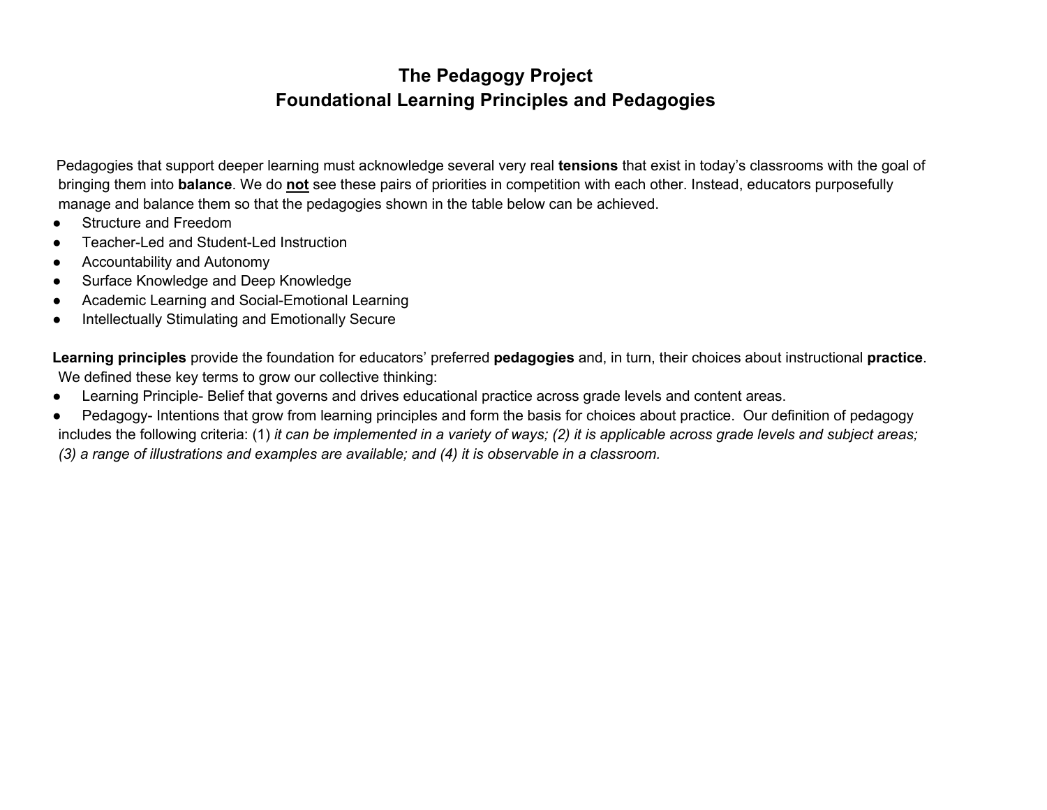# The Pedagogy Project
## Foundational Learning Principles and Pedagogies

Pedagogies that support deeper learning must acknowledge several very real **tensions** that exist in today's classrooms with the goal of bringing them into **balance**. We do **not** see these pairs of priorities in competition with each other. Instead, educators purposefully manage and balance them so that the pedagogies shown in the table below can be achieved.

- Structure and Freedom
- Teacher-Led and Student-Led Instruction
- Accountability and Autonomy
- Surface Knowledge and Deep Knowledge
- Academic Learning and Social-Emotional Learning
- Intellectually Stimulating and Emotionally Secure

**Learning principles** provide the foundation for educators' preferred **pedagogies** and, in turn, their choices about instructional **practice**. We defined these key terms to grow our collective thinking:

- Learning Principle- Belief that governs and drives educational practice across grade levels and content areas.
- Pedagogy- Intentions that grow from learning principles and form the basis for choices about practice. Our definition of pedagogy includes the following criteria: (1) *it can be implemented in a variety of ways; (2) it is applicable across grade levels and subject areas; (3) a range of illustrations and examples are available; and (4) it is observable in a classroom.*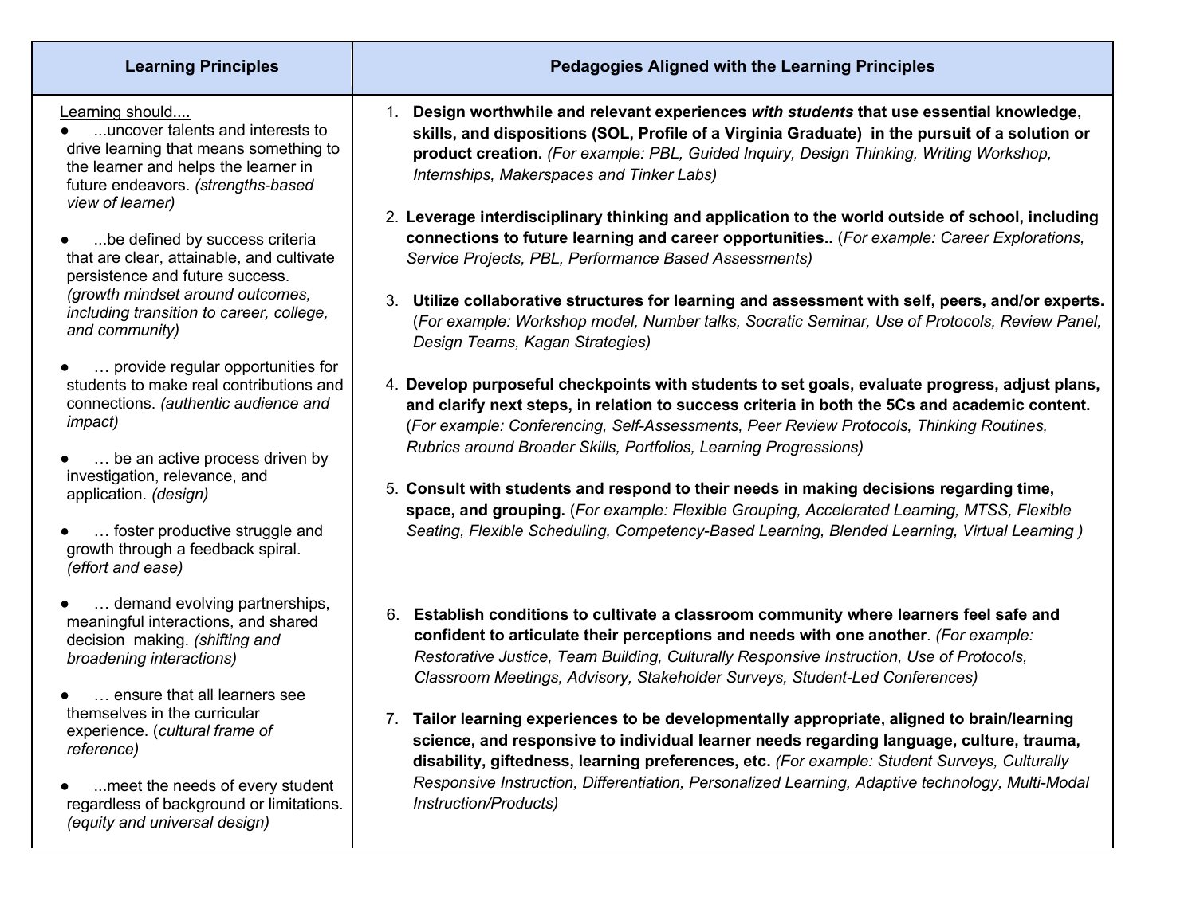| Learning Principles | Pedagogies Aligned with the Learning Principles |
|---|---|
| Learning should....<br>● ...uncover talents and interests to drive learning that means something to the learner and helps the learner in future endeavors. *(strengths-based view of learner)*<br><br>● ...be defined by success criteria that are clear, attainable, and cultivate persistence and future success. *(growth mindset around outcomes, including transition to career, college, and community)*<br><br>● … provide regular opportunities for students to make real contributions and connections. *(authentic audience and impact)*<br><br>● … be an active process driven by investigation, relevance, and application. *(design)*<br><br>● … foster productive struggle and growth through a feedback spiral. *(effort and ease)*<br><br>● … demand evolving partnerships, meaningful interactions, and shared decision making. *(shifting and broadening interactions)*<br><br>● … ensure that all learners see themselves in the curricular experience. (*cultural frame of reference)*<br><br>● ...meet the needs of every student regardless of background or limitations. *(equity and universal design)* | 1. **Design worthwhile and relevant experiences *with students* that use essential knowledge, skills, and dispositions (SOL, Profile of a Virginia Graduate) in the pursuit of a solution or product creation.** *(For example: PBL, Guided Inquiry, Design Thinking, Writing Workshop, Internships, Makerspaces and Tinker Labs)*<br><br>2. **Leverage interdisciplinary thinking and application to the world outside of school, including connections to future learning and career opportunities..** (*For example: Career Explorations, Service Projects, PBL, Performance Based Assessments)*<br><br>3. **Utilize collaborative structures for learning and assessment with self, peers, and/or experts.** (*For example: Workshop model, Number talks, Socratic Seminar, Use of Protocols, Review Panel, Design Teams, Kagan Strategies)*<br><br>4. **Develop purposeful checkpoints with students to set goals, evaluate progress, adjust plans, and clarify next steps, in relation to success criteria in both the 5Cs and academic content.** (*For example: Conferencing, Self-Assessments, Peer Review Protocols, Thinking Routines, Rubrics around Broader Skills, Portfolios, Learning Progressions)*<br><br>5. **Consult with students and respond to their needs in making decisions regarding time, space, and grouping.** (*For example: Flexible Grouping, Accelerated Learning, MTSS, Flexible Seating, Flexible Scheduling, Competency-Based Learning, Blended Learning, Virtual Learning )*<br><br>6. **Establish conditions to cultivate a classroom community where learners feel safe and confident to articulate their perceptions and needs with one another**. *(For example: Restorative Justice, Team Building, Culturally Responsive Instruction, Use of Protocols, Classroom Meetings, Advisory, Stakeholder Surveys, Student-Led Conferences)*<br><br>7. **Tailor learning experiences to be developmentally appropriate, aligned to brain/learning science, and responsive to individual learner needs regarding language, culture, trauma, disability, giftedness, learning preferences, etc.** *(For example: Student Surveys, Culturally Responsive Instruction, Differentiation, Personalized Learning, Adaptive technology, Multi-Modal Instruction/Products)* |